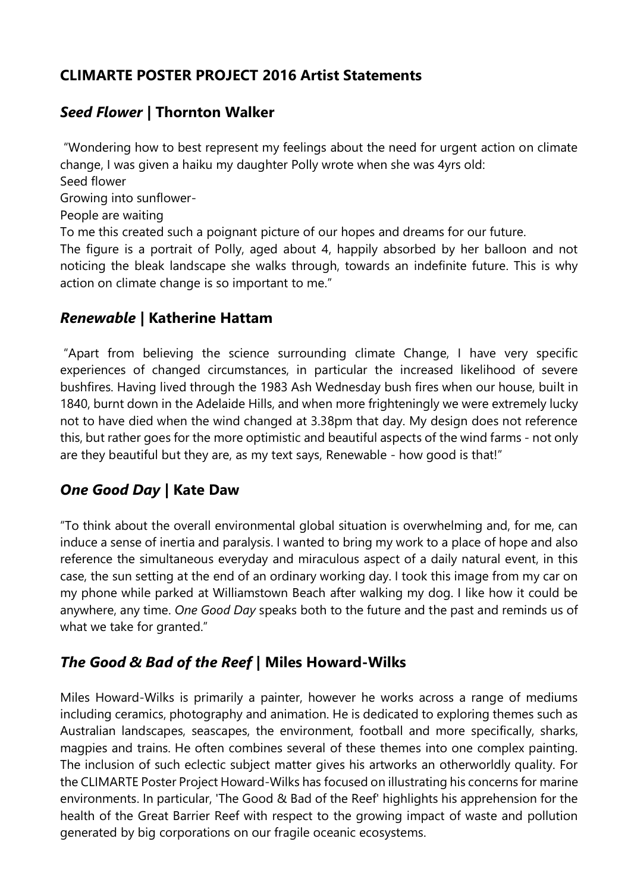# CLIMARTE POSTER PROJECT 2016 Artist Statements

## *Seed Flower* | Thornton Walker

"Wondering how to best represent my feelings about the need for urgent action on climate change, I was given a haiku my daughter Polly wrote when she was 4yrs old:
Seed flower
Growing into sunflower-
People are waiting
To me this created such a poignant picture of our hopes and dreams for our future.
The figure is a portrait of Polly, aged about 4, happily absorbed by her balloon and not noticing the bleak landscape she walks through, towards an indefinite future. This is why action on climate change is so important to me."

## *Renewable* | Katherine Hattam

"Apart from believing the science surrounding climate Change, I have very specific experiences of changed circumstances, in particular the increased likelihood of severe bushfires. Having lived through the 1983 Ash Wednesday bush fires when our house, built in 1840, burnt down in the Adelaide Hills, and when more frighteningly we were extremely lucky not to have died when the wind changed at 3.38pm that day. My design does not reference this, but rather goes for the more optimistic and beautiful aspects of the wind farms - not only are they beautiful but they are, as my text says, Renewable - how good is that!"

## *One Good Day* | Kate Daw

"To think about the overall environmental global situation is overwhelming and, for me, can induce a sense of inertia and paralysis. I wanted to bring my work to a place of hope and also reference the simultaneous everyday and miraculous aspect of a daily natural event, in this case, the sun setting at the end of an ordinary working day. I took this image from my car on my phone while parked at Williamstown Beach after walking my dog. I like how it could be anywhere, any time. *One Good Day* speaks both to the future and the past and reminds us of what we take for granted."

## *The Good & Bad of the Reef* | Miles Howard-Wilks

Miles Howard-Wilks is primarily a painter, however he works across a range of mediums including ceramics, photography and animation. He is dedicated to exploring themes such as Australian landscapes, seascapes, the environment, football and more specifically, sharks, magpies and trains. He often combines several of these themes into one complex painting. The inclusion of such eclectic subject matter gives his artworks an otherworldly quality. For the CLIMARTE Poster Project Howard-Wilks has focused on illustrating his concerns for marine environments. In particular, 'The Good & Bad of the Reef' highlights his apprehension for the health of the Great Barrier Reef with respect to the growing impact of waste and pollution generated by big corporations on our fragile oceanic ecosystems.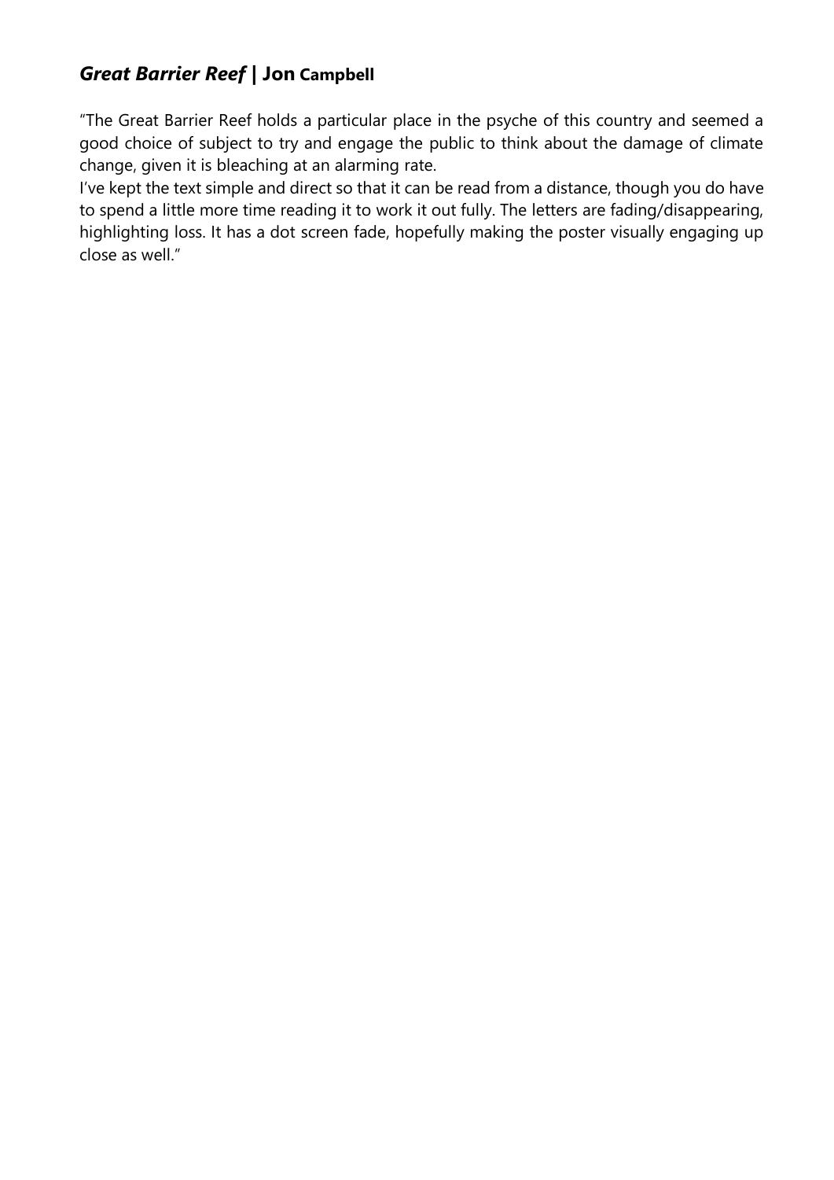## ***Great Barrier Reef* | Jon Campbell**

"The Great Barrier Reef holds a particular place in the psyche of this country and seemed a good choice of subject to try and engage the public to think about the damage of climate change, given it is bleaching at an alarming rate.

I've kept the text simple and direct so that it can be read from a distance, though you do have to spend a little more time reading it to work it out fully. The letters are fading/disappearing, highlighting loss. It has a dot screen fade, hopefully making the poster visually engaging up close as well."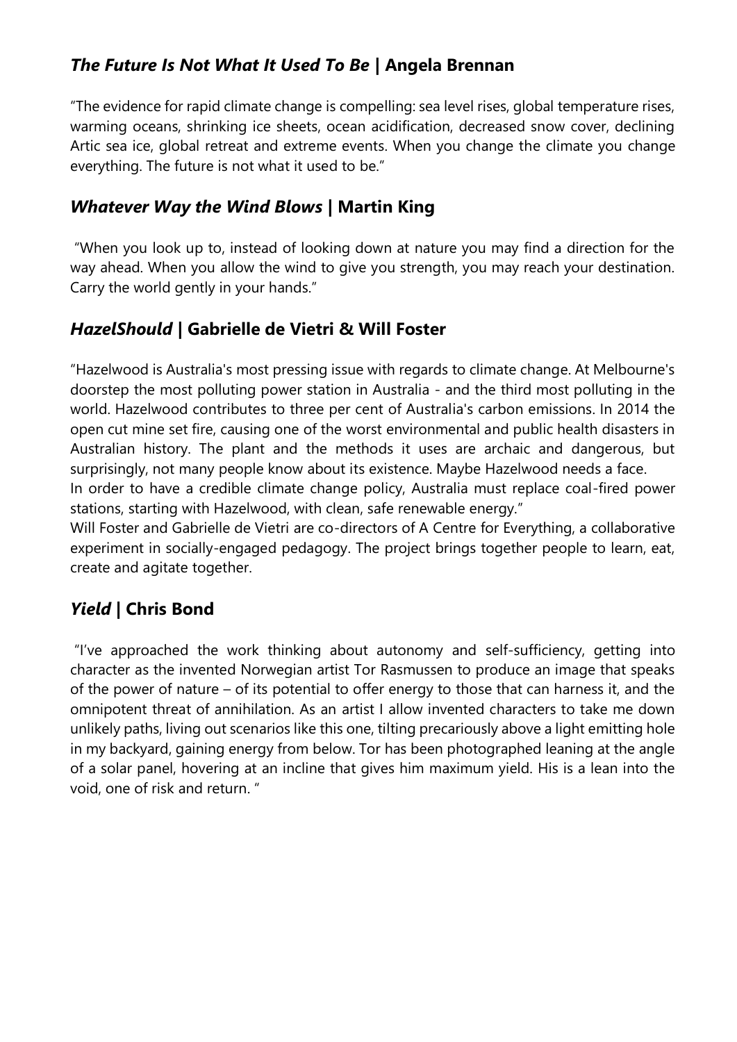## *The Future Is Not What It Used To Be* | Angela Brennan

"The evidence for rapid climate change is compelling: sea level rises, global temperature rises, warming oceans, shrinking ice sheets, ocean acidification, decreased snow cover, declining Artic sea ice, global retreat and extreme events. When you change the climate you change everything. The future is not what it used to be."

## *Whatever Way the Wind Blows* | Martin King

"When you look up to, instead of looking down at nature you may find a direction for the way ahead. When you allow the wind to give you strength, you may reach your destination. Carry the world gently in your hands."

## *HazelShould* | Gabrielle de Vietri & Will Foster

"Hazelwood is Australia's most pressing issue with regards to climate change. At Melbourne's doorstep the most polluting power station in Australia - and the third most polluting in the world. Hazelwood contributes to three per cent of Australia's carbon emissions. In 2014 the open cut mine set fire, causing one of the worst environmental and public health disasters in Australian history. The plant and the methods it uses are archaic and dangerous, but surprisingly, not many people know about its existence. Maybe Hazelwood needs a face.
In order to have a credible climate change policy, Australia must replace coal-fired power stations, starting with Hazelwood, with clean, safe renewable energy."
Will Foster and Gabrielle de Vietri are co-directors of A Centre for Everything, a collaborative experiment in socially-engaged pedagogy. The project brings together people to learn, eat, create and agitate together.

## *Yield* | Chris Bond

"I've approached the work thinking about autonomy and self-sufficiency, getting into character as the invented Norwegian artist Tor Rasmussen to produce an image that speaks of the power of nature – of its potential to offer energy to those that can harness it, and the omnipotent threat of annihilation. As an artist I allow invented characters to take me down unlikely paths, living out scenarios like this one, tilting precariously above a light emitting hole in my backyard, gaining energy from below. Tor has been photographed leaning at the angle of a solar panel, hovering at an incline that gives him maximum yield. His is a lean into the void, one of risk and return. "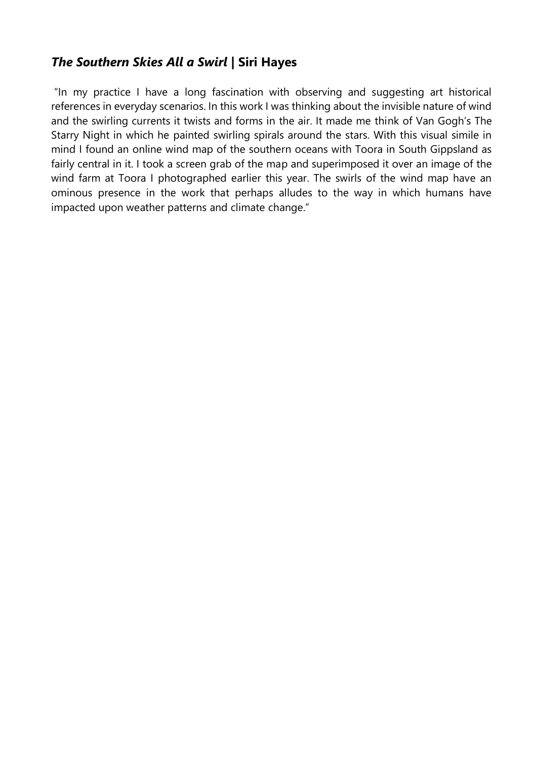## *The Southern Skies All a Swirl* | Siri Hayes

"In my practice I have a long fascination with observing and suggesting art historical references in everyday scenarios. In this work I was thinking about the invisible nature of wind and the swirling currents it twists and forms in the air. It made me think of Van Gogh's The Starry Night in which he painted swirling spirals around the stars. With this visual simile in mind I found an online wind map of the southern oceans with Toora in South Gippsland as fairly central in it. I took a screen grab of the map and superimposed it over an image of the wind farm at Toora I photographed earlier this year. The swirls of the wind map have an ominous presence in the work that perhaps alludes to the way in which humans have impacted upon weather patterns and climate change."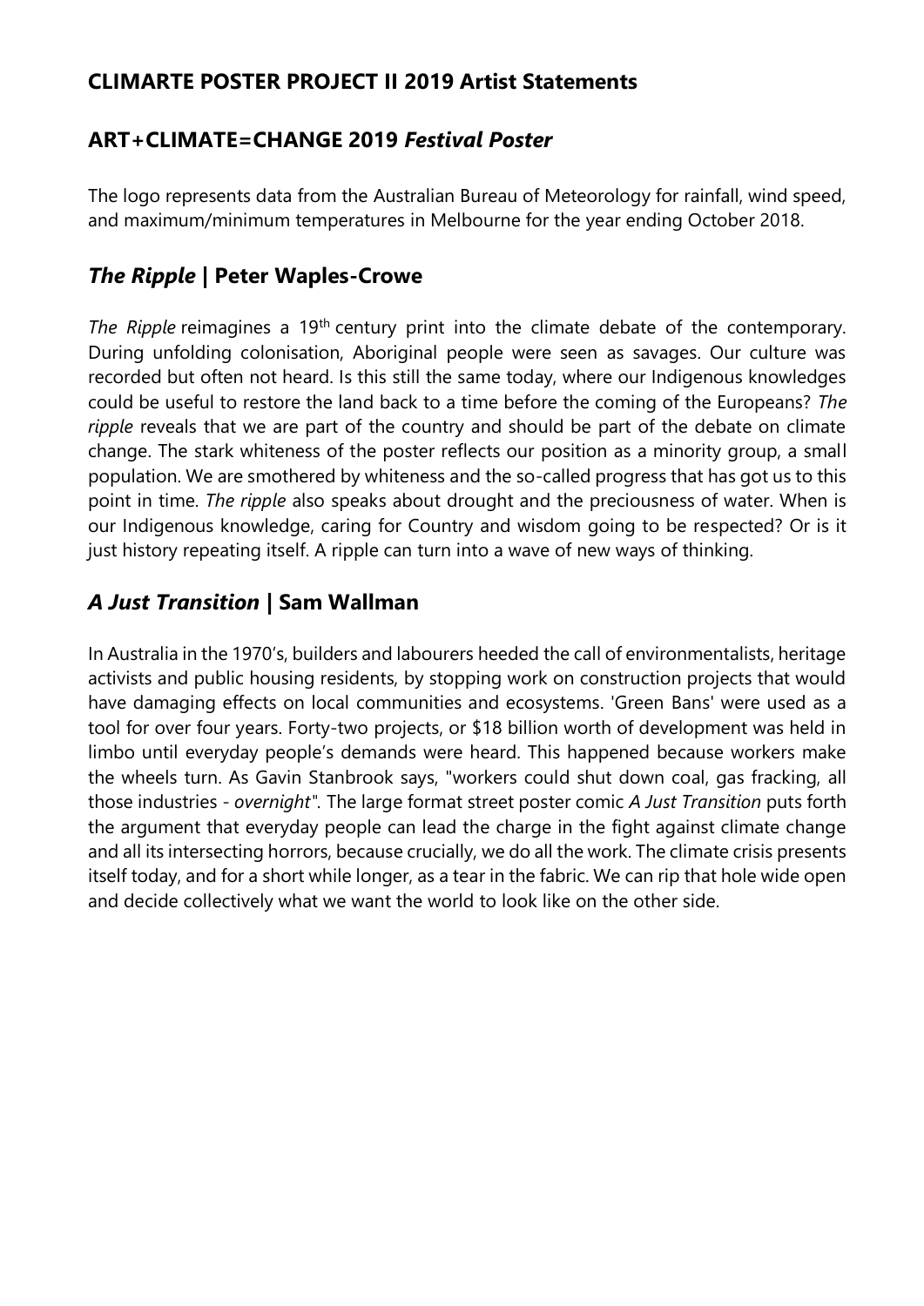## CLIMARTE POSTER PROJECT II 2019 Artist Statements

## ART+CLIMATE=CHANGE 2019 *Festival Poster*

The logo represents data from the Australian Bureau of Meteorology for rainfall, wind speed, and maximum/minimum temperatures in Melbourne for the year ending October 2018.

## *The Ripple* | Peter Waples-Crowe

*The Ripple* reimagines a 19th century print into the climate debate of the contemporary. During unfolding colonisation, Aboriginal people were seen as savages. Our culture was recorded but often not heard. Is this still the same today, where our Indigenous knowledges could be useful to restore the land back to a time before the coming of the Europeans? *The ripple* reveals that we are part of the country and should be part of the debate on climate change. The stark whiteness of the poster reflects our position as a minority group, a small population. We are smothered by whiteness and the so-called progress that has got us to this point in time. *The ripple* also speaks about drought and the preciousness of water. When is our Indigenous knowledge, caring for Country and wisdom going to be respected? Or is it just history repeating itself. A ripple can turn into a wave of new ways of thinking.

## *A Just Transition* | Sam Wallman

In Australia in the 1970's, builders and labourers heeded the call of environmentalists, heritage activists and public housing residents, by stopping work on construction projects that would have damaging effects on local communities and ecosystems. 'Green Bans' were used as a tool for over four years. Forty-two projects, or $18 billion worth of development was held in limbo until everyday people's demands were heard. This happened because workers make the wheels turn. As Gavin Stanbrook says, "workers could shut down coal, gas fracking, all those industries - *overnight*". The large format street poster comic *A Just Transition* puts forth the argument that everyday people can lead the charge in the fight against climate change and all its intersecting horrors, because crucially, we do all the work. The climate crisis presents itself today, and for a short while longer, as a tear in the fabric. We can rip that hole wide open and decide collectively what we want the world to look like on the other side.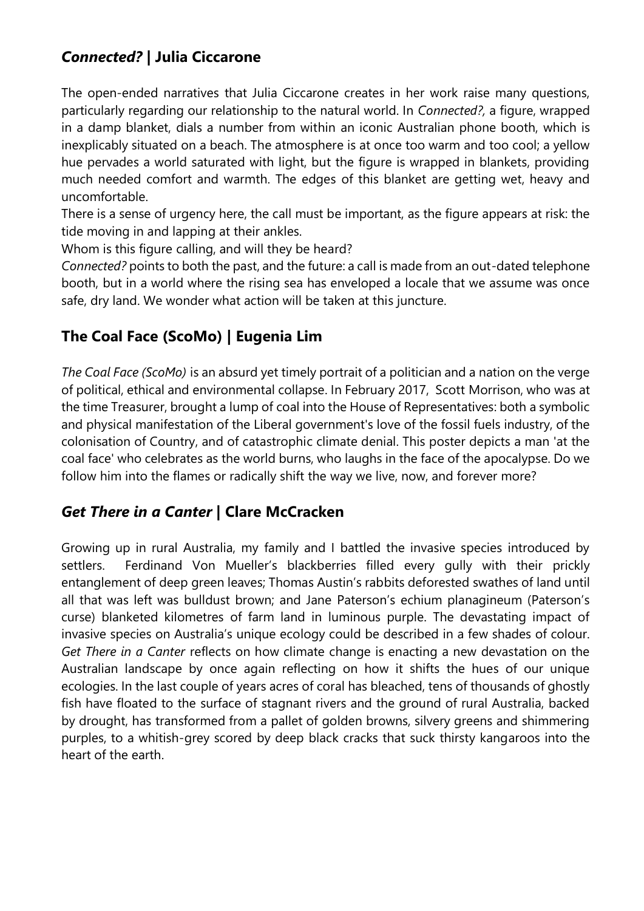## *Connected?* | Julia Ciccarone

The open-ended narratives that Julia Ciccarone creates in her work raise many questions, particularly regarding our relationship to the natural world. In *Connected?,* a figure, wrapped in a damp blanket, dials a number from within an iconic Australian phone booth, which is inexplicably situated on a beach. The atmosphere is at once too warm and too cool; a yellow hue pervades a world saturated with light, but the figure is wrapped in blankets, providing much needed comfort and warmth. The edges of this blanket are getting wet, heavy and uncomfortable.

There is a sense of urgency here, the call must be important, as the figure appears at risk: the tide moving in and lapping at their ankles.

Whom is this figure calling, and will they be heard?

*Connected?* points to both the past, and the future: a call is made from an out-dated telephone booth, but in a world where the rising sea has enveloped a locale that we assume was once safe, dry land. We wonder what action will be taken at this juncture.

## The Coal Face (ScoMo) | Eugenia Lim

*The Coal Face (ScoMo)* is an absurd yet timely portrait of a politician and a nation on the verge of political, ethical and environmental collapse. In February 2017, Scott Morrison, who was at the time Treasurer, brought a lump of coal into the House of Representatives: both a symbolic and physical manifestation of the Liberal government's love of the fossil fuels industry, of the colonisation of Country, and of catastrophic climate denial. This poster depicts a man 'at the coal face' who celebrates as the world burns, who laughs in the face of the apocalypse. Do we follow him into the flames or radically shift the way we live, now, and forever more?

## *Get There in a Canter* | Clare McCracken

Growing up in rural Australia, my family and I battled the invasive species introduced by settlers. Ferdinand Von Mueller's blackberries filled every gully with their prickly entanglement of deep green leaves; Thomas Austin's rabbits deforested swathes of land until all that was left was bulldust brown; and Jane Paterson's echium planagineum (Paterson's curse) blanketed kilometres of farm land in luminous purple. The devastating impact of invasive species on Australia's unique ecology could be described in a few shades of colour. *Get There in a Canter* reflects on how climate change is enacting a new devastation on the Australian landscape by once again reflecting on how it shifts the hues of our unique ecologies. In the last couple of years acres of coral has bleached, tens of thousands of ghostly fish have floated to the surface of stagnant rivers and the ground of rural Australia, backed by drought, has transformed from a pallet of golden browns, silvery greens and shimmering purples, to a whitish-grey scored by deep black cracks that suck thirsty kangaroos into the heart of the earth.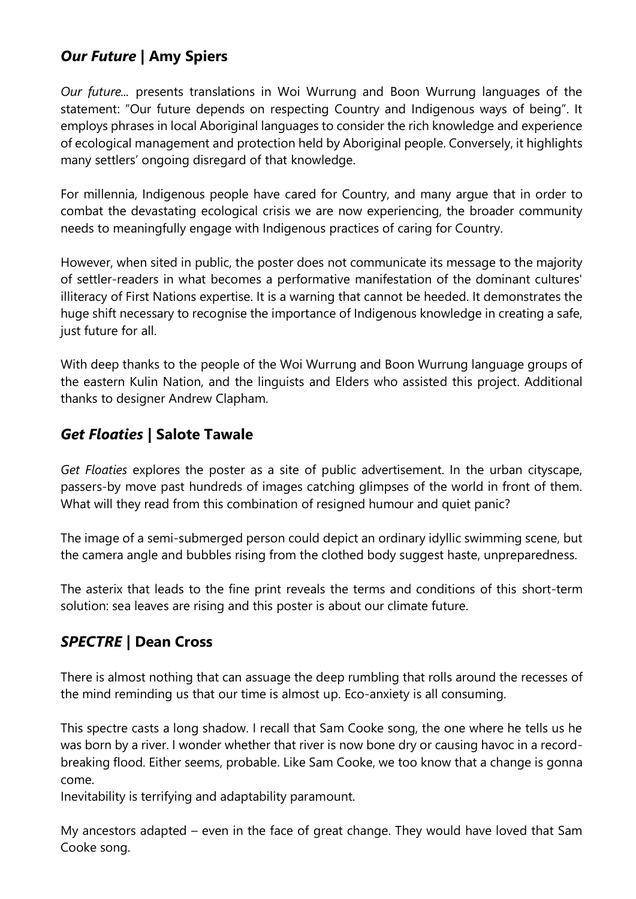## *Our Future* | Amy Spiers

*Our future...* presents translations in Woi Wurrung and Boon Wurrung languages of the statement: "Our future depends on respecting Country and Indigenous ways of being". It employs phrases in local Aboriginal languages to consider the rich knowledge and experience of ecological management and protection held by Aboriginal people. Conversely, it highlights many settlers' ongoing disregard of that knowledge.

For millennia, Indigenous people have cared for Country, and many argue that in order to combat the devastating ecological crisis we are now experiencing, the broader community needs to meaningfully engage with Indigenous practices of caring for Country.

However, when sited in public, the poster does not communicate its message to the majority of settler-readers in what becomes a performative manifestation of the dominant cultures' illiteracy of First Nations expertise. It is a warning that cannot be heeded. It demonstrates the huge shift necessary to recognise the importance of Indigenous knowledge in creating a safe, just future for all.

With deep thanks to the people of the Woi Wurrung and Boon Wurrung language groups of the eastern Kulin Nation, and the linguists and Elders who assisted this project. Additional thanks to designer Andrew Clapham.

## *Get Floaties* | Salote Tawale

*Get Floaties* explores the poster as a site of public advertisement. In the urban cityscape, passers-by move past hundreds of images catching glimpses of the world in front of them. What will they read from this combination of resigned humour and quiet panic?

The image of a semi-submerged person could depict an ordinary idyllic swimming scene, but the camera angle and bubbles rising from the clothed body suggest haste, unpreparedness.

The asterix that leads to the fine print reveals the terms and conditions of this short-term solution: sea leaves are rising and this poster is about our climate future.

## *SPECTRE* | Dean Cross

There is almost nothing that can assuage the deep rumbling that rolls around the recesses of the mind reminding us that our time is almost up. Eco-anxiety is all consuming.

This spectre casts a long shadow. I recall that Sam Cooke song, the one where he tells us he was born by a river. I wonder whether that river is now bone dry or causing havoc in a record-breaking flood. Either seems, probable. Like Sam Cooke, we too know that a change is gonna come.
Inevitability is terrifying and adaptability paramount.

My ancestors adapted – even in the face of great change. They would have loved that Sam Cooke song.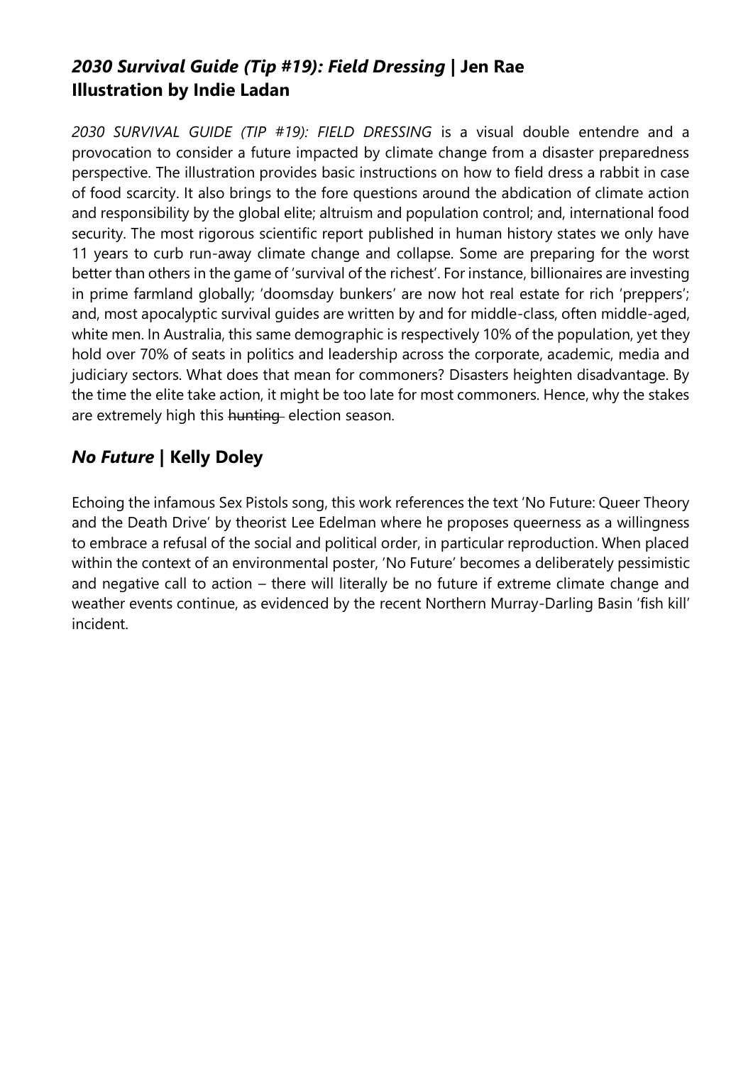## *2030 Survival Guide (Tip #19): Field Dressing* | Jen Rae
## Illustration by Indie Ladan

*2030 SURVIVAL GUIDE (TIP #19): FIELD DRESSING* is a visual double entendre and a provocation to consider a future impacted by climate change from a disaster preparedness perspective. The illustration provides basic instructions on how to field dress a rabbit in case of food scarcity. It also brings to the fore questions around the abdication of climate action and responsibility by the global elite; altruism and population control; and, international food security. The most rigorous scientific report published in human history states we only have 11 years to curb run-away climate change and collapse. Some are preparing for the worst better than others in the game of 'survival of the richest'. For instance, billionaires are investing in prime farmland globally; 'doomsday bunkers' are now hot real estate for rich 'preppers'; and, most apocalyptic survival guides are written by and for middle-class, often middle-aged, white men. In Australia, this same demographic is respectively 10% of the population, yet they hold over 70% of seats in politics and leadership across the corporate, academic, media and judiciary sectors. What does that mean for commoners? Disasters heighten disadvantage. By the time the elite take action, it might be too late for most commoners. Hence, why the stakes are extremely high this ~~hunting~~ election season.

## *No Future* | Kelly Doley

Echoing the infamous Sex Pistols song, this work references the text 'No Future: Queer Theory and the Death Drive' by theorist Lee Edelman where he proposes queerness as a willingness to embrace a refusal of the social and political order, in particular reproduction. When placed within the context of an environmental poster, 'No Future' becomes a deliberately pessimistic and negative call to action – there will literally be no future if extreme climate change and weather events continue, as evidenced by the recent Northern Murray-Darling Basin 'fish kill' incident.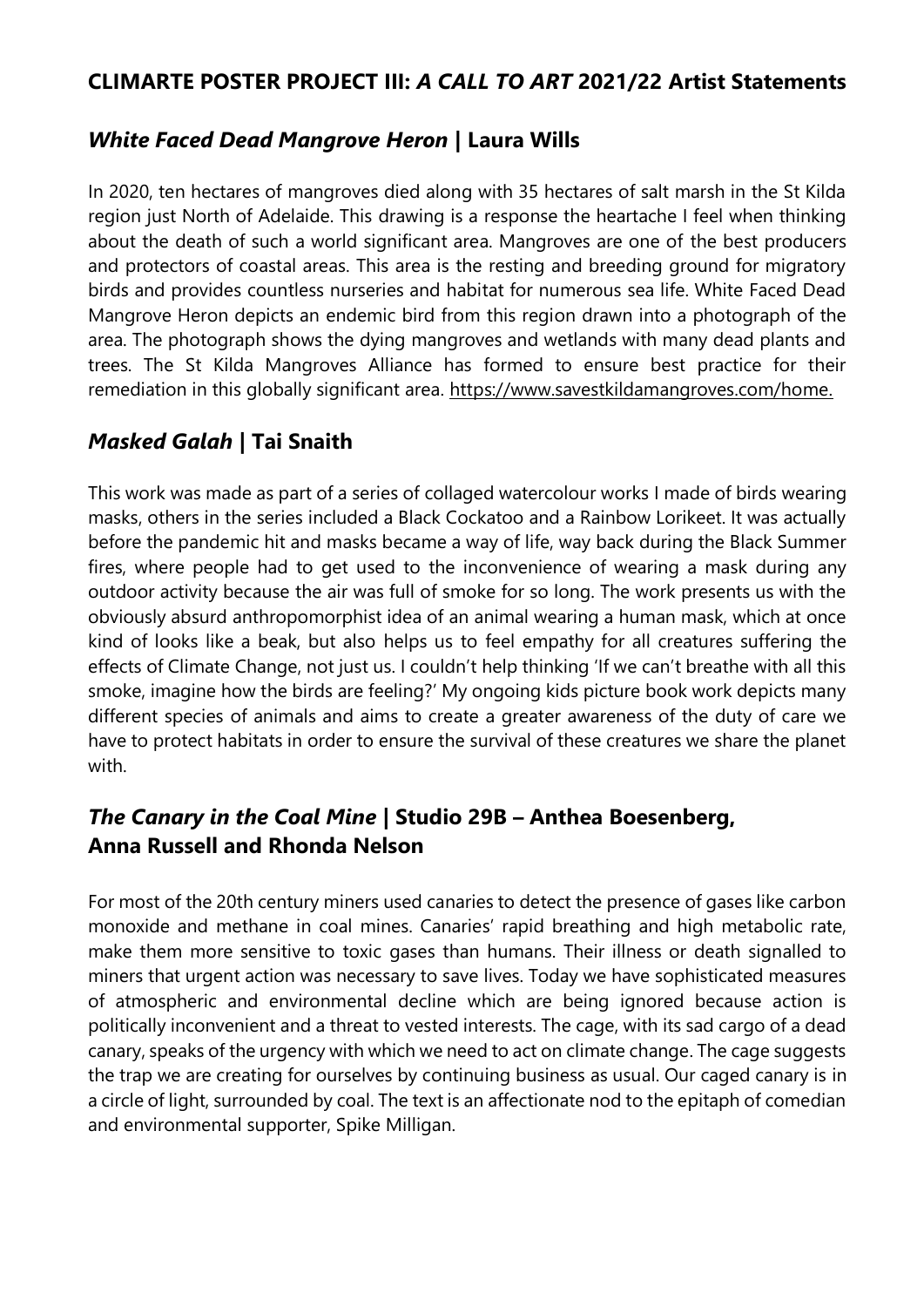## CLIMARTE POSTER PROJECT III: *A CALL TO ART* 2021/22 Artist Statements

### *White Faced Dead Mangrove Heron* | Laura Wills

In 2020, ten hectares of mangroves died along with 35 hectares of salt marsh in the St Kilda region just North of Adelaide. This drawing is a response the heartache I feel when thinking about the death of such a world significant area. Mangroves are one of the best producers and protectors of coastal areas. This area is the resting and breeding ground for migratory birds and provides countless nurseries and habitat for numerous sea life. White Faced Dead Mangrove Heron depicts an endemic bird from this region drawn into a photograph of the area. The photograph shows the dying mangroves and wetlands with many dead plants and trees. The St Kilda Mangroves Alliance has formed to ensure best practice for their remediation in this globally significant area. https://www.savestkildamangroves.com/home.

### *Masked Galah* | Tai Snaith

This work was made as part of a series of collaged watercolour works I made of birds wearing masks, others in the series included a Black Cockatoo and a Rainbow Lorikeet. It was actually before the pandemic hit and masks became a way of life, way back during the Black Summer fires, where people had to get used to the inconvenience of wearing a mask during any outdoor activity because the air was full of smoke for so long. The work presents us with the obviously absurd anthropomorphist idea of an animal wearing a human mask, which at once kind of looks like a beak, but also helps us to feel empathy for all creatures suffering the effects of Climate Change, not just us. I couldn't help thinking 'If we can't breathe with all this smoke, imagine how the birds are feeling?' My ongoing kids picture book work depicts many different species of animals and aims to create a greater awareness of the duty of care we have to protect habitats in order to ensure the survival of these creatures we share the planet with.

### *The Canary in the Coal Mine* | Studio 29B – Anthea Boesenberg, Anna Russell and Rhonda Nelson

For most of the 20th century miners used canaries to detect the presence of gases like carbon monoxide and methane in coal mines. Canaries' rapid breathing and high metabolic rate, make them more sensitive to toxic gases than humans. Their illness or death signalled to miners that urgent action was necessary to save lives. Today we have sophisticated measures of atmospheric and environmental decline which are being ignored because action is politically inconvenient and a threat to vested interests. The cage, with its sad cargo of a dead canary, speaks of the urgency with which we need to act on climate change. The cage suggests the trap we are creating for ourselves by continuing business as usual. Our caged canary is in a circle of light, surrounded by coal. The text is an affectionate nod to the epitaph of comedian and environmental supporter, Spike Milligan.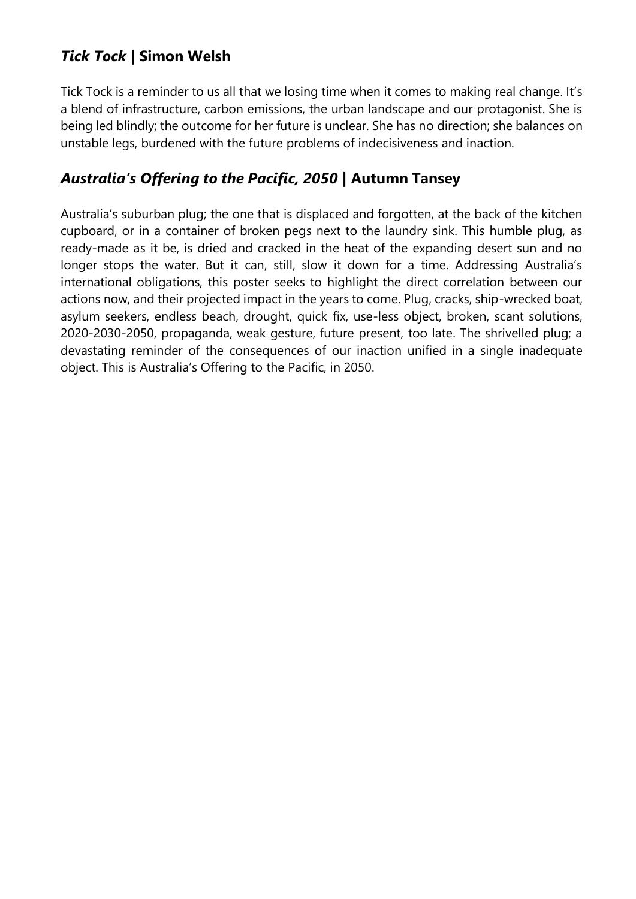## *Tick Tock* | Simon Welsh

Tick Tock is a reminder to us all that we losing time when it comes to making real change. It's a blend of infrastructure, carbon emissions, the urban landscape and our protagonist. She is being led blindly; the outcome for her future is unclear. She has no direction; she balances on unstable legs, burdened with the future problems of indecisiveness and inaction.

## *Australia's Offering to the Pacific, 2050* | Autumn Tansey

Australia's suburban plug; the one that is displaced and forgotten, at the back of the kitchen cupboard, or in a container of broken pegs next to the laundry sink. This humble plug, as ready-made as it be, is dried and cracked in the heat of the expanding desert sun and no longer stops the water. But it can, still, slow it down for a time. Addressing Australia's international obligations, this poster seeks to highlight the direct correlation between our actions now, and their projected impact in the years to come. Plug, cracks, ship-wrecked boat, asylum seekers, endless beach, drought, quick fix, use-less object, broken, scant solutions, 2020-2030-2050, propaganda, weak gesture, future present, too late. The shrivelled plug; a devastating reminder of the consequences of our inaction unified in a single inadequate object. This is Australia's Offering to the Pacific, in 2050.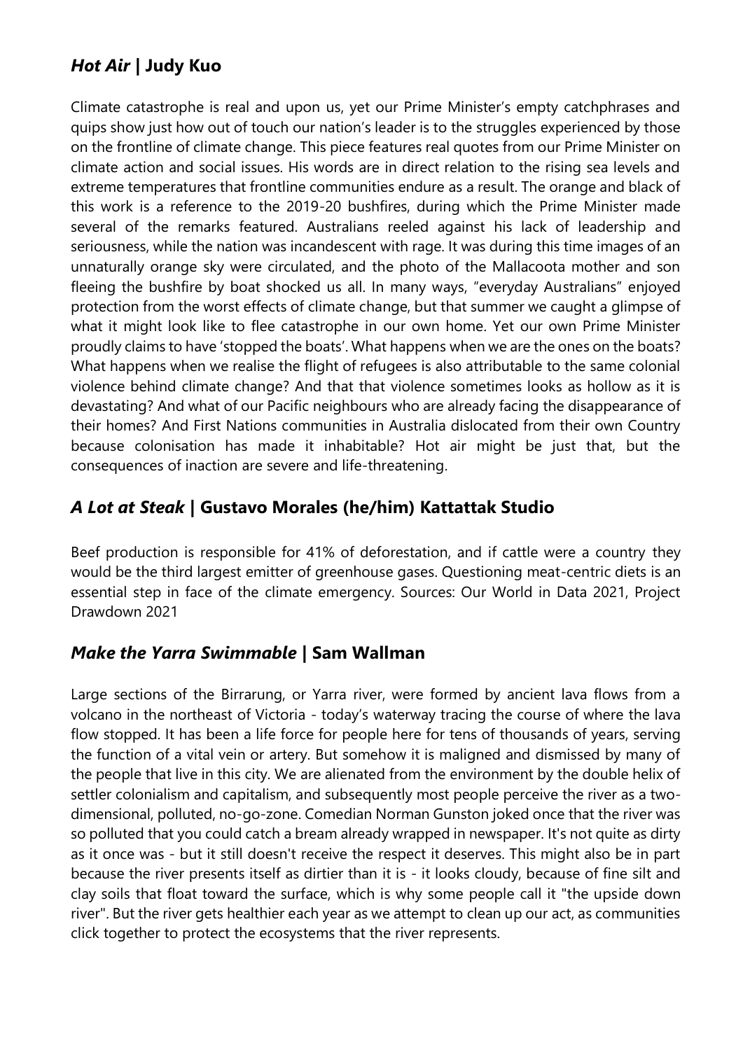## *Hot Air* | Judy Kuo

Climate catastrophe is real and upon us, yet our Prime Minister's empty catchphrases and quips show just how out of touch our nation's leader is to the struggles experienced by those on the frontline of climate change. This piece features real quotes from our Prime Minister on climate action and social issues. His words are in direct relation to the rising sea levels and extreme temperatures that frontline communities endure as a result. The orange and black of this work is a reference to the 2019-20 bushfires, during which the Prime Minister made several of the remarks featured. Australians reeled against his lack of leadership and seriousness, while the nation was incandescent with rage. It was during this time images of an unnaturally orange sky were circulated, and the photo of the Mallacoota mother and son fleeing the bushfire by boat shocked us all. In many ways, "everyday Australians" enjoyed protection from the worst effects of climate change, but that summer we caught a glimpse of what it might look like to flee catastrophe in our own home. Yet our own Prime Minister proudly claims to have 'stopped the boats'. What happens when we are the ones on the boats? What happens when we realise the flight of refugees is also attributable to the same colonial violence behind climate change? And that that violence sometimes looks as hollow as it is devastating? And what of our Pacific neighbours who are already facing the disappearance of their homes? And First Nations communities in Australia dislocated from their own Country because colonisation has made it inhabitable? Hot air might be just that, but the consequences of inaction are severe and life-threatening.

## *A Lot at Steak* | Gustavo Morales (he/him) Kattattak Studio

Beef production is responsible for 41% of deforestation, and if cattle were a country they would be the third largest emitter of greenhouse gases. Questioning meat-centric diets is an essential step in face of the climate emergency. Sources: Our World in Data 2021, Project Drawdown 2021

## *Make the Yarra Swimmable* | Sam Wallman

Large sections of the Birrarung, or Yarra river, were formed by ancient lava flows from a volcano in the northeast of Victoria - today's waterway tracing the course of where the lava flow stopped. It has been a life force for people here for tens of thousands of years, serving the function of a vital vein or artery. But somehow it is maligned and dismissed by many of the people that live in this city. We are alienated from the environment by the double helix of settler colonialism and capitalism, and subsequently most people perceive the river as a two-dimensional, polluted, no-go-zone. Comedian Norman Gunston joked once that the river was so polluted that you could catch a bream already wrapped in newspaper. It's not quite as dirty as it once was - but it still doesn't receive the respect it deserves. This might also be in part because the river presents itself as dirtier than it is - it looks cloudy, because of fine silt and clay soils that float toward the surface, which is why some people call it "the upside down river". But the river gets healthier each year as we attempt to clean up our act, as communities click together to protect the ecosystems that the river represents.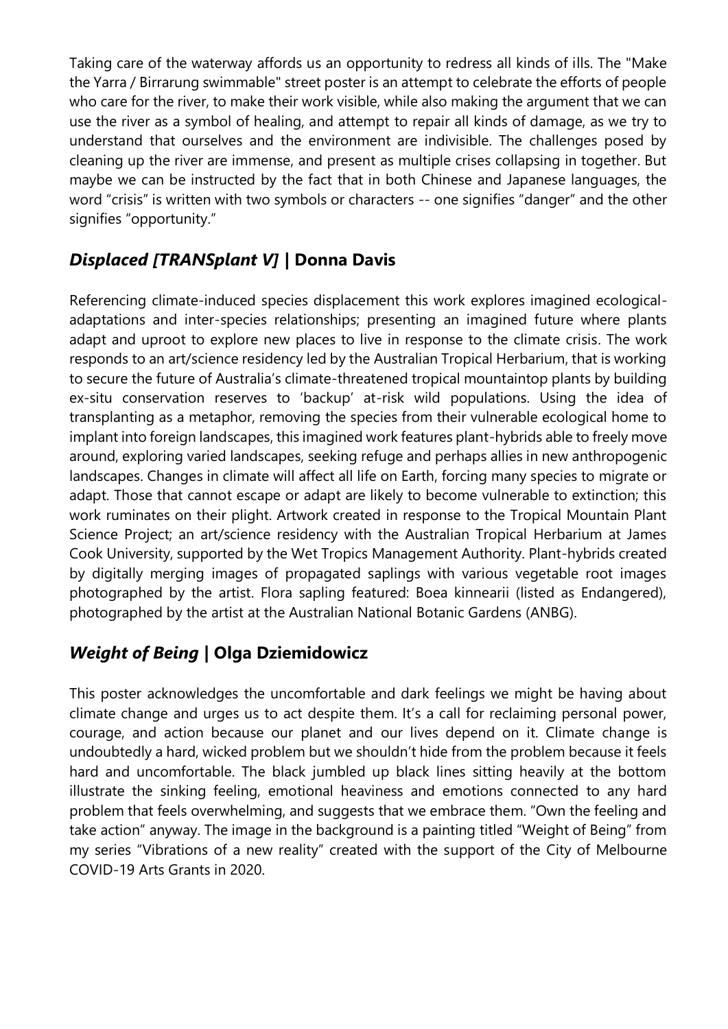Taking care of the waterway affords us an opportunity to redress all kinds of ills. The "Make the Yarra / Birrarung swimmable" street poster is an attempt to celebrate the efforts of people who care for the river, to make their work visible, while also making the argument that we can use the river as a symbol of healing, and attempt to repair all kinds of damage, as we try to understand that ourselves and the environment are indivisible. The challenges posed by cleaning up the river are immense, and present as multiple crises collapsing in together. But maybe we can be instructed by the fact that in both Chinese and Japanese languages, the word "crisis" is written with two symbols or characters -- one signifies "danger" and the other signifies "opportunity."

## *Displaced [TRANSplant V]* | Donna Davis

Referencing climate-induced species displacement this work explores imagined ecological-adaptations and inter-species relationships; presenting an imagined future where plants adapt and uproot to explore new places to live in response to the climate crisis. The work responds to an art/science residency led by the Australian Tropical Herbarium, that is working to secure the future of Australia's climate-threatened tropical mountaintop plants by building ex-situ conservation reserves to 'backup' at-risk wild populations. Using the idea of transplanting as a metaphor, removing the species from their vulnerable ecological home to implant into foreign landscapes, this imagined work features plant-hybrids able to freely move around, exploring varied landscapes, seeking refuge and perhaps allies in new anthropogenic landscapes. Changes in climate will affect all life on Earth, forcing many species to migrate or adapt. Those that cannot escape or adapt are likely to become vulnerable to extinction; this work ruminates on their plight. Artwork created in response to the Tropical Mountain Plant Science Project; an art/science residency with the Australian Tropical Herbarium at James Cook University, supported by the Wet Tropics Management Authority. Plant-hybrids created by digitally merging images of propagated saplings with various vegetable root images photographed by the artist. Flora sapling featured: Boea kinnearii (listed as Endangered), photographed by the artist at the Australian National Botanic Gardens (ANBG).

## *Weight of Being* | Olga Dziemidowicz

This poster acknowledges the uncomfortable and dark feelings we might be having about climate change and urges us to act despite them. It's a call for reclaiming personal power, courage, and action because our planet and our lives depend on it. Climate change is undoubtedly a hard, wicked problem but we shouldn't hide from the problem because it feels hard and uncomfortable. The black jumbled up black lines sitting heavily at the bottom illustrate the sinking feeling, emotional heaviness and emotions connected to any hard problem that feels overwhelming, and suggests that we embrace them. "Own the feeling and take action" anyway. The image in the background is a painting titled "Weight of Being" from my series "Vibrations of a new reality" created with the support of the City of Melbourne COVID-19 Arts Grants in 2020.